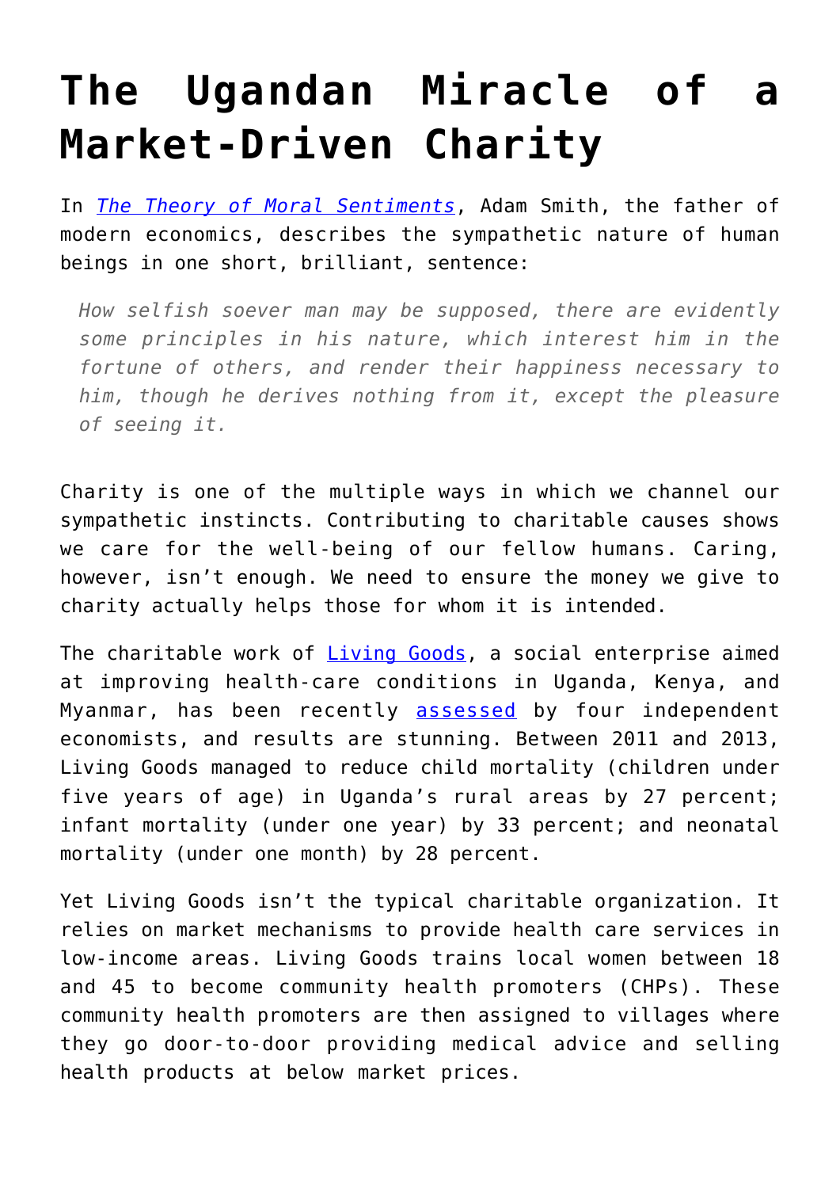# The Ugandan Miracle of a Market-Driven Charity

In *The Theory of Moral Sentiments*, Adam Smith, the father of modern economics, describes the sympathetic nature of human beings in one short, brilliant, sentence:

> *How selfish soever man may be supposed, there are evidently some principles in his nature, which interest him in the fortune of others, and render their happiness necessary to him, though he derives nothing from it, except the pleasure of seeing it.*

Charity is one of the multiple ways in which we channel our sympathetic instincts. Contributing to charitable causes shows we care for the well-being of our fellow humans. Caring, however, isn't enough. We need to ensure the money we give to charity actually helps those for whom it is intended.

The charitable work of Living Goods, a social enterprise aimed at improving health-care conditions in Uganda, Kenya, and Myanmar, has been recently assessed by four independent economists, and results are stunning. Between 2011 and 2013, Living Goods managed to reduce child mortality (children under five years of age) in Uganda's rural areas by 27 percent; infant mortality (under one year) by 33 percent; and neonatal mortality (under one month) by 28 percent.

Yet Living Goods isn't the typical charitable organization. It relies on market mechanisms to provide health care services in low-income areas. Living Goods trains local women between 18 and 45 to become community health promoters (CHPs). These community health promoters are then assigned to villages where they go door-to-door providing medical advice and selling health products at below market prices.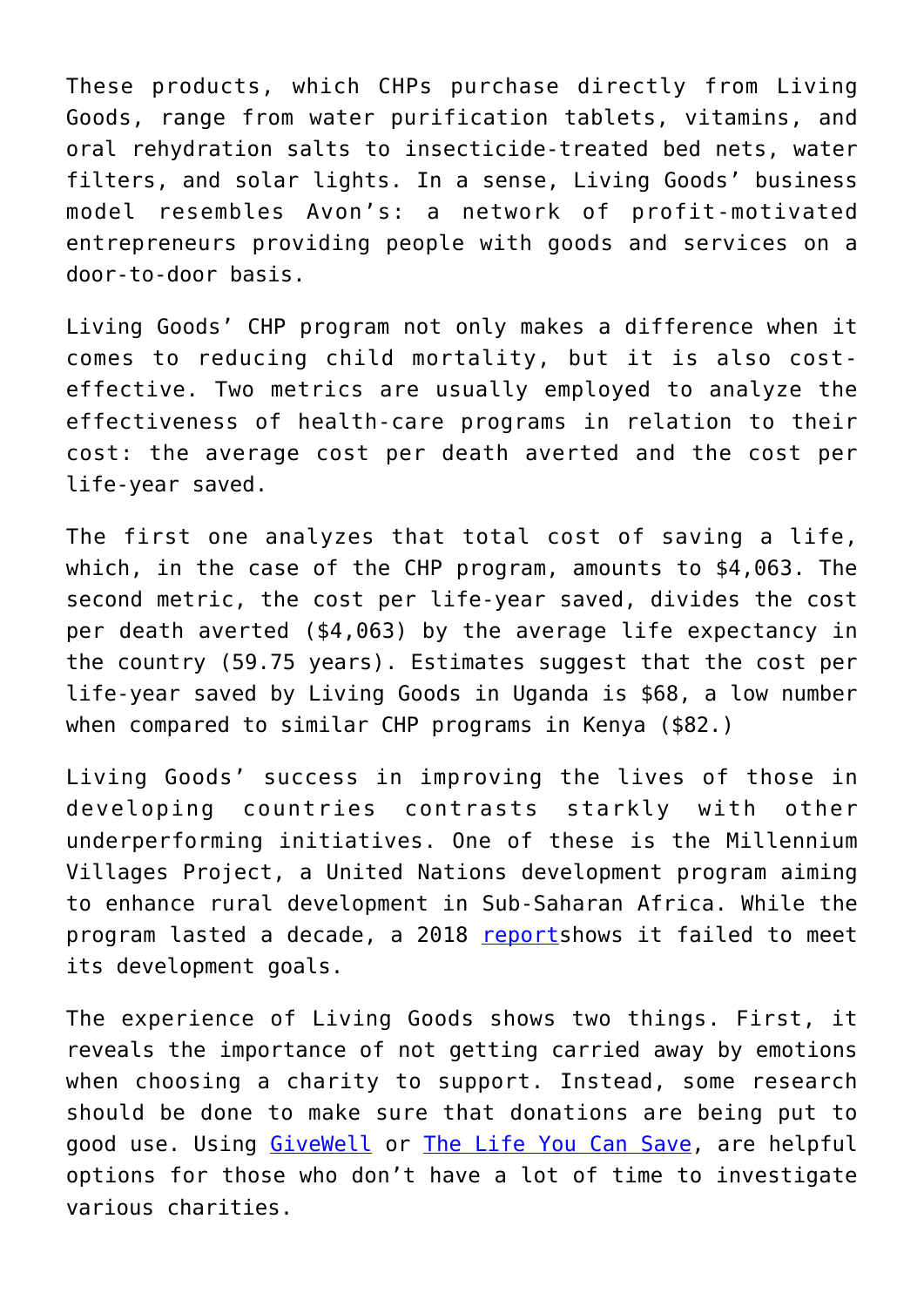These products, which CHPs purchase directly from Living Goods, range from water purification tablets, vitamins, and oral rehydration salts to insecticide-treated bed nets, water filters, and solar lights. In a sense, Living Goods' business model resembles Avon's: a network of profit-motivated entrepreneurs providing people with goods and services on a door-to-door basis.

Living Goods' CHP program not only makes a difference when it comes to reducing child mortality, but it is also cost-effective. Two metrics are usually employed to analyze the effectiveness of health-care programs in relation to their cost: the average cost per death averted and the cost per life-year saved.

The first one analyzes that total cost of saving a life, which, in the case of the CHP program, amounts to $4,063. The second metric, the cost per life-year saved, divides the cost per death averted ($4,063) by the average life expectancy in the country (59.75 years). Estimates suggest that the cost per life-year saved by Living Goods in Uganda is $68, a low number when compared to similar CHP programs in Kenya ($82.)

Living Goods' success in improving the lives of those in developing countries contrasts starkly with other underperforming initiatives. One of these is the Millennium Villages Project, a United Nations development program aiming to enhance rural development in Sub-Saharan Africa. While the program lasted a decade, a 2018 [report](#)shows it failed to meet its development goals.

The experience of Living Goods shows two things. First, it reveals the importance of not getting carried away by emotions when choosing a charity to support. Instead, some research should be done to make sure that donations are being put to good use. Using [GiveWell](#) or [The Life You Can Save](#), are helpful options for those who don't have a lot of time to investigate various charities.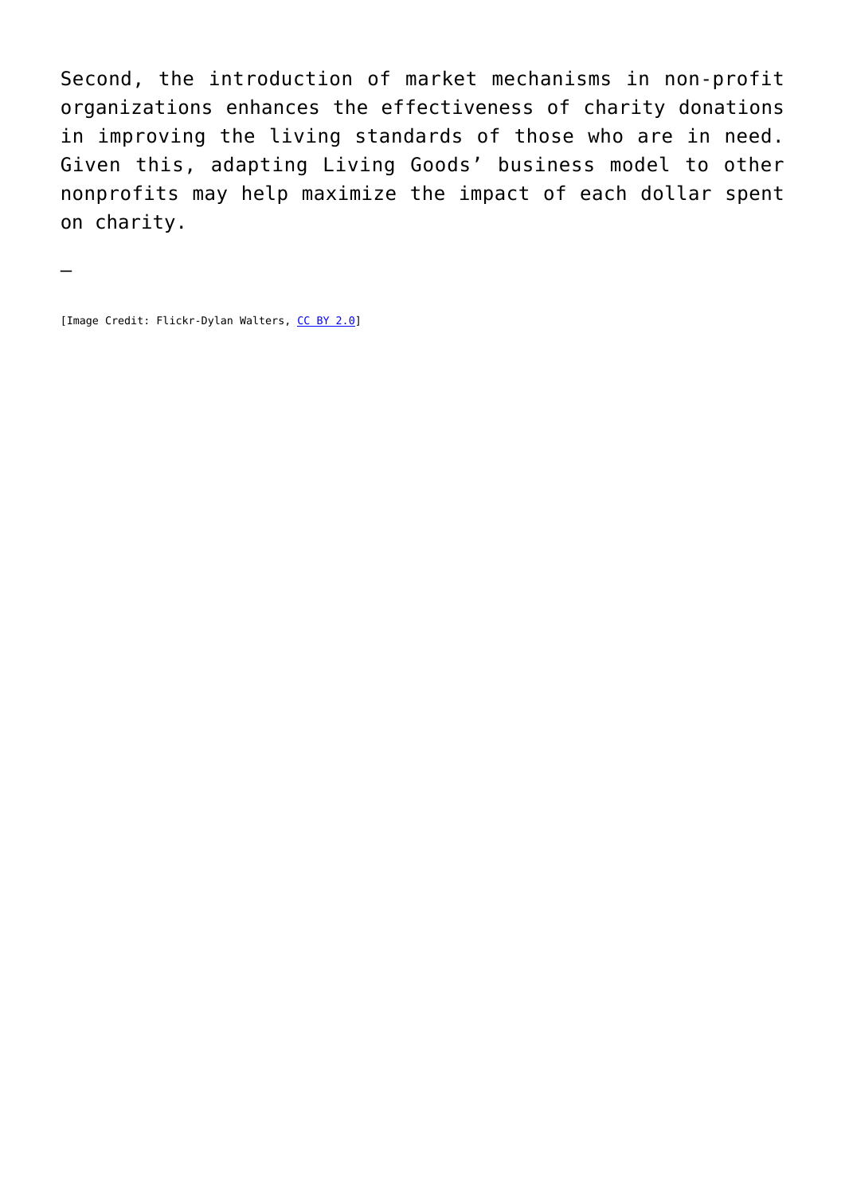Second, the introduction of market mechanisms in non-profit organizations enhances the effectiveness of charity donations in improving the living standards of those who are in need. Given this, adapting Living Goods' business model to other nonprofits may help maximize the impact of each dollar spent on charity.

—

[Image Credit: Flickr-Dylan Walters, CC BY 2.0]